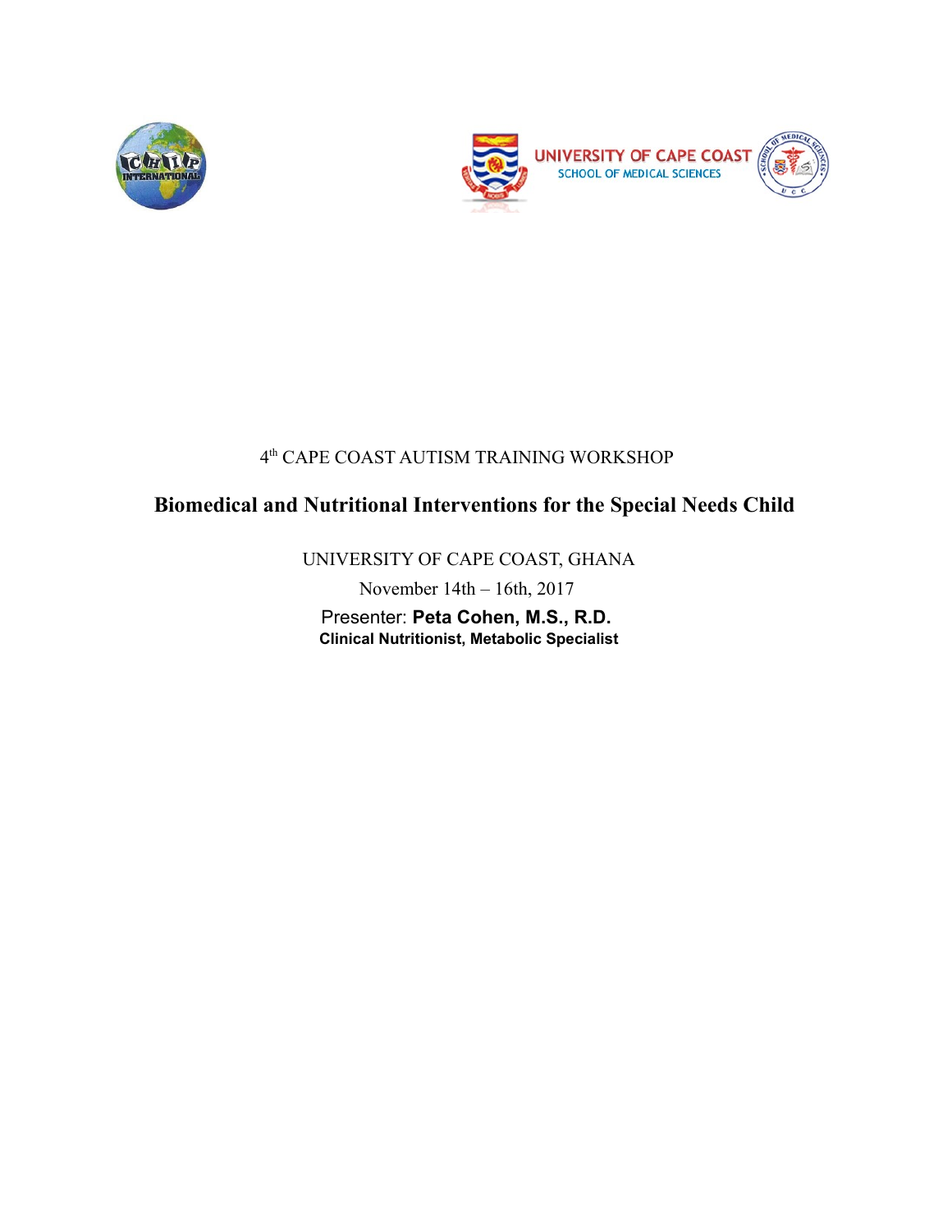4th CAPE COAST AUTISM TRAINING WORKSHOP

# Biomedical and Nutritional Interventions for the Special Needs Child

UNIVERSITY OF CAPE COAST, GHANA

November 14th – 16th, 2017

Presenter: **Peta Cohen, M.S., R.D.**

**Clinical Nutritionist, Metabolic Specialist**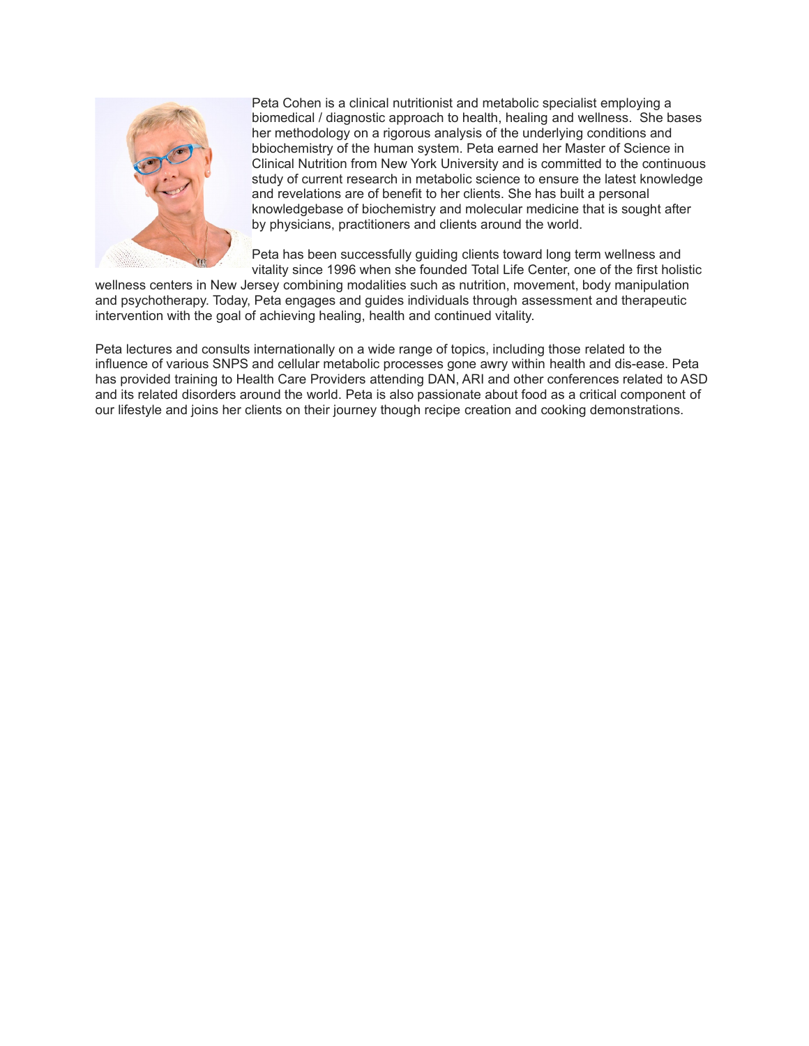Peta Cohen is a clinical nutritionist and metabolic specialist employing a biomedical / diagnostic approach to health, healing and wellness. She bases her methodology on a rigorous analysis of the underlying conditions and bbiochemistry of the human system. Peta earned her Master of Science in Clinical Nutrition from New York University and is committed to the continuous study of current research in metabolic science to ensure the latest knowledge and revelations are of benefit to her clients. She has built a personal knowledgebase of biochemistry and molecular medicine that is sought after by physicians, practitioners and clients around the world.

Peta has been successfully guiding clients toward long term wellness and vitality since 1996 when she founded Total Life Center, one of the first holistic wellness centers in New Jersey combining modalities such as nutrition, movement, body manipulation and psychotherapy. Today, Peta engages and guides individuals through assessment and therapeutic intervention with the goal of achieving healing, health and continued vitality.

Peta lectures and consults internationally on a wide range of topics, including those related to the influence of various SNPS and cellular metabolic processes gone awry within health and dis-ease. Peta has provided training to Health Care Providers attending DAN, ARI and other conferences related to ASD and its related disorders around the world. Peta is also passionate about food as a critical component of our lifestyle and joins her clients on their journey though recipe creation and cooking demonstrations.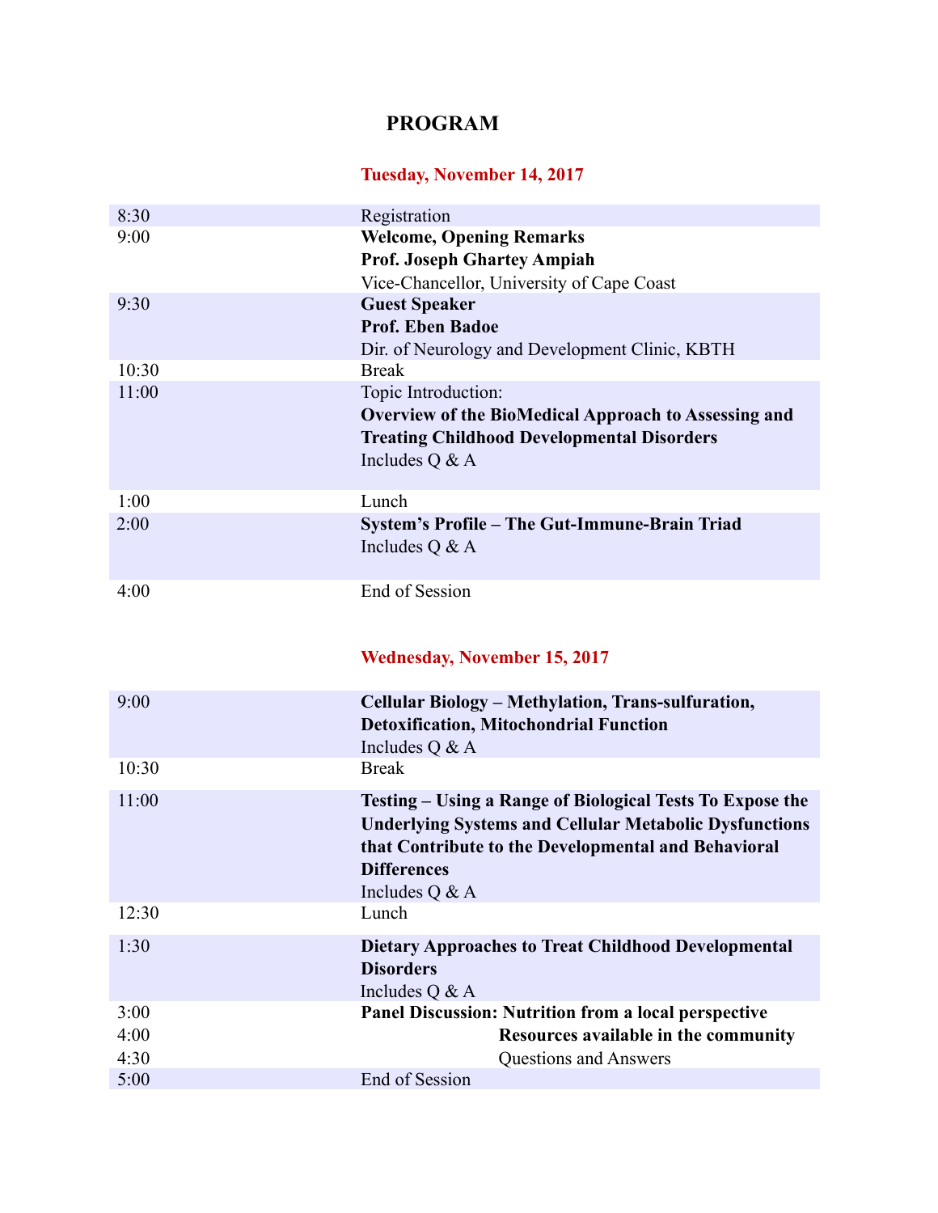# PROGRAM

## Tuesday, November 14, 2017

| Time | Event |
| --- | --- |
| 8:30 | Registration |
| 9:00 | **Welcome, Opening Remarks**<br>**Prof. Joseph Ghartey Ampiah**<br>Vice-Chancellor, University of Cape Coast |
| 9:30 | **Guest Speaker**<br>**Prof. Eben Badoe**<br>Dir. of Neurology and Development Clinic, KBTH |
| 10:30 | Break |
| 11:00 | Topic Introduction:<br>**Overview of the BioMedical Approach to Assessing and Treating Childhood Developmental Disorders**<br>Includes Q & A |
| 1:00 | Lunch |
| 2:00 | **System's Profile – The Gut-Immune-Brain Triad**<br>Includes Q & A |
| 4:00 | End of Session |

## Wednesday, November 15, 2017

| Time | Event |
| --- | --- |
| 9:00 | **Cellular Biology – Methylation, Trans-sulfuration, Detoxification, Mitochondrial Function**<br>Includes Q & A |
| 10:30 | Break |
| 11:00 | **Testing – Using a Range of Biological Tests To Expose the Underlying Systems and Cellular Metabolic Dysfunctions that Contribute to the Developmental and Behavioral Differences**<br>Includes Q & A |
| 12:30 | Lunch |
| 1:30 | **Dietary Approaches to Treat Childhood Developmental Disorders**<br>Includes Q & A |
| 3:00 | **Panel Discussion: Nutrition from a local perspective** |
| 4:00 | **Resources available in the community** |
| 4:30 | Questions and Answers |
| 5:00 | End of Session |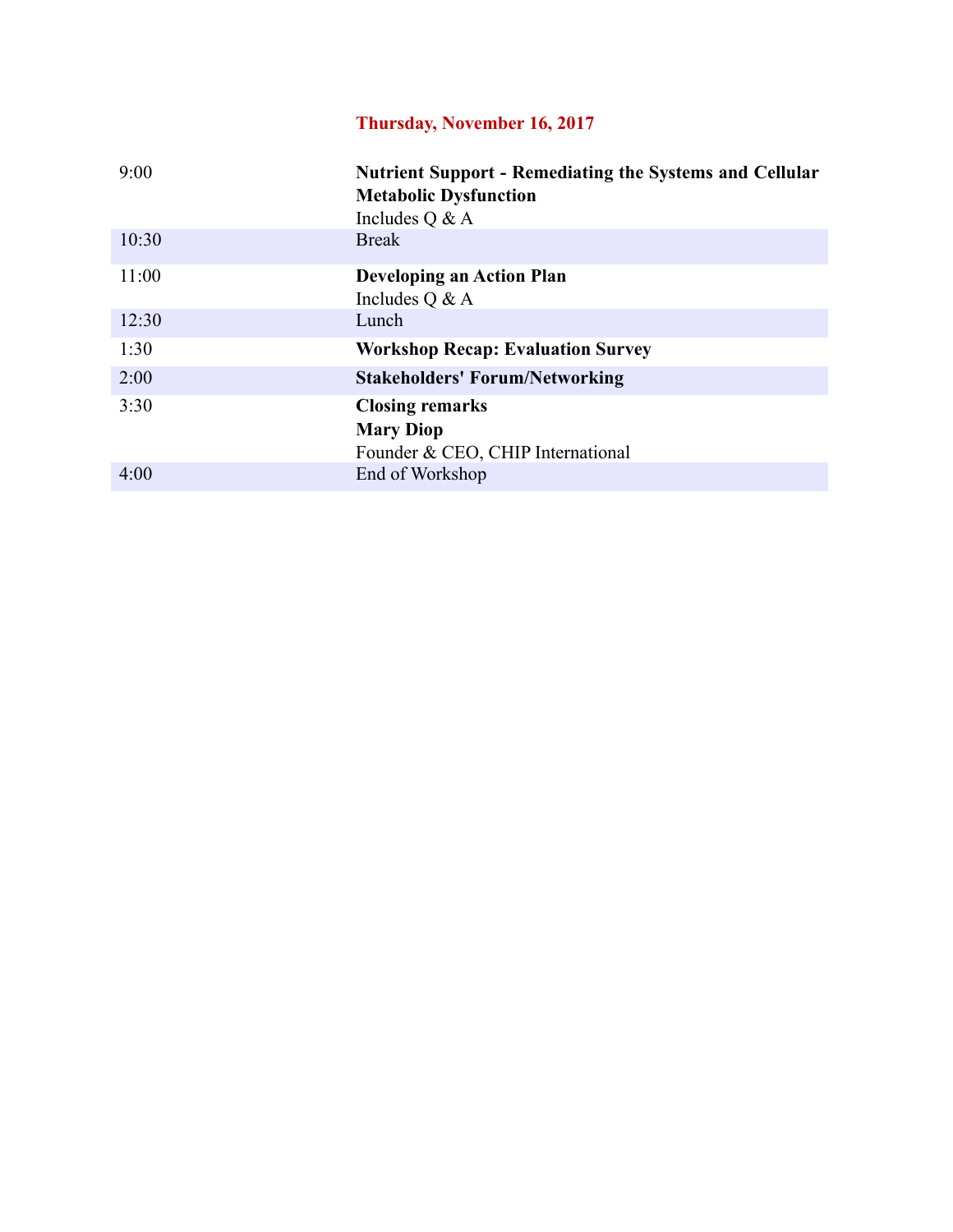## Thursday, November 16, 2017

| | |
|---|---|
| 9:00 | **Nutrient Support - Remediating the Systems and Cellular Metabolic Dysfunction**<br>Includes Q & A |
| 10:30 | Break |
| 11:00 | **Developing an Action Plan**<br>Includes Q & A |
| 12:30 | Lunch |
| 1:30 | **Workshop Recap: Evaluation Survey** |
| 2:00 | **Stakeholders' Forum/Networking** |
| 3:30 | **Closing remarks**<br>**Mary Diop**<br>Founder & CEO, CHIP International |
| 4:00 | End of Workshop |